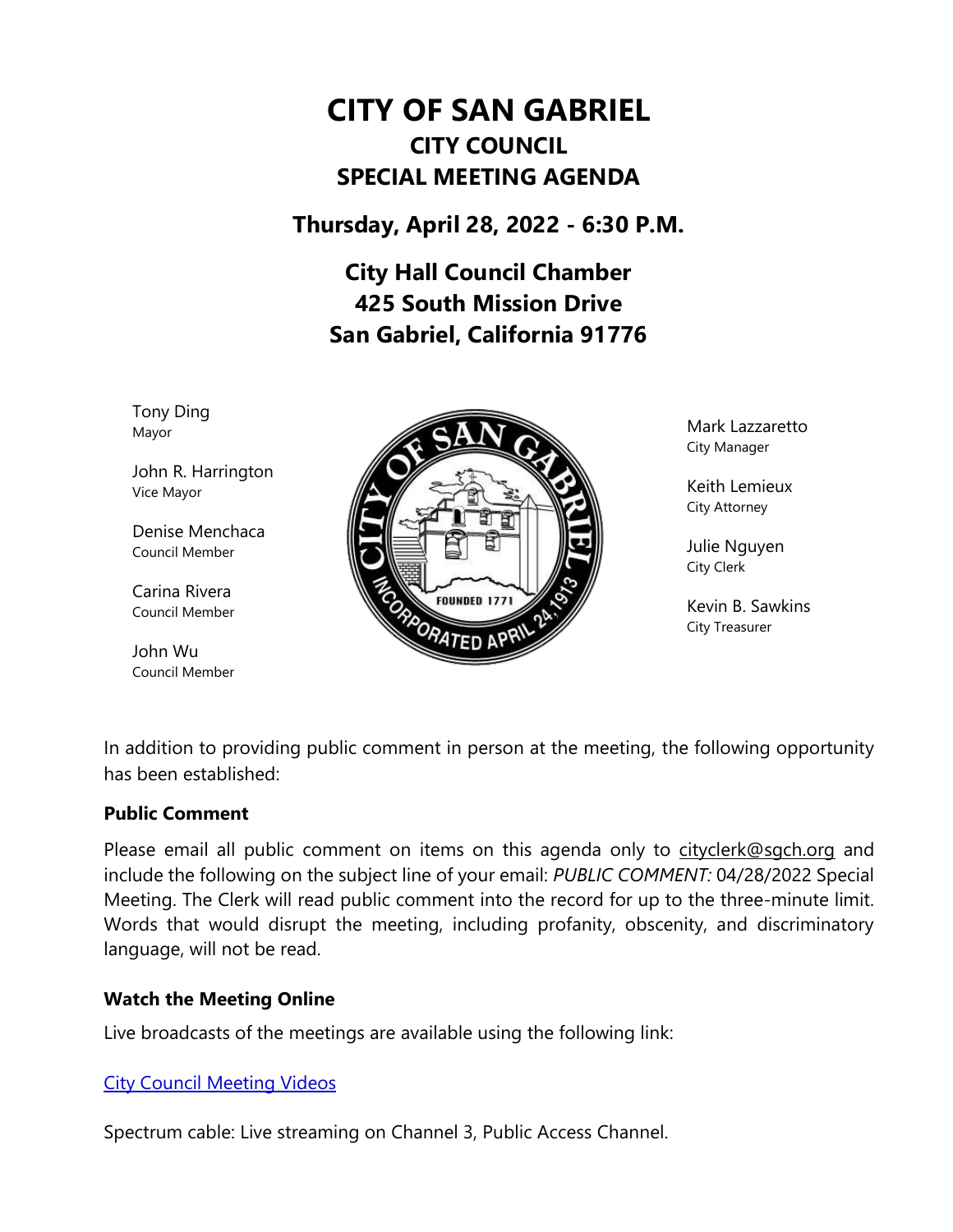# CITY OF SAN GABRIEL

## CITY COUNCIL

## SPECIAL MEETING AGENDA

### Thursday, April 28, 2022 - 6:30 P.M.

### City Hall Council Chamber
### 425 South Mission Drive
### San Gabriel, California 91776

Tony Ding
Mayor

John R. Harrington
Vice Mayor

Denise Menchaca
Council Member

Carina Rivera
Council Member

John Wu
Council Member

Mark Lazzaretto
City Manager

Keith Lemieux
City Attorney

Julie Nguyen
City Clerk

Kevin B. Sawkins
City Treasurer

In addition to providing public comment in person at the meeting, the following opportunity has been established:

**Public Comment**

Please email all public comment on items on this agenda only to cityclerk@sgch.org and include the following on the subject line of your email: *PUBLIC COMMENT:* 04/28/2022 Special Meeting. The Clerk will read public comment into the record for up to the three-minute limit. Words that would disrupt the meeting, including profanity, obscenity, and discriminatory language, will not be read.

**Watch the Meeting Online**

Live broadcasts of the meetings are available using the following link:

City Council Meeting Videos

Spectrum cable: Live streaming on Channel 3, Public Access Channel.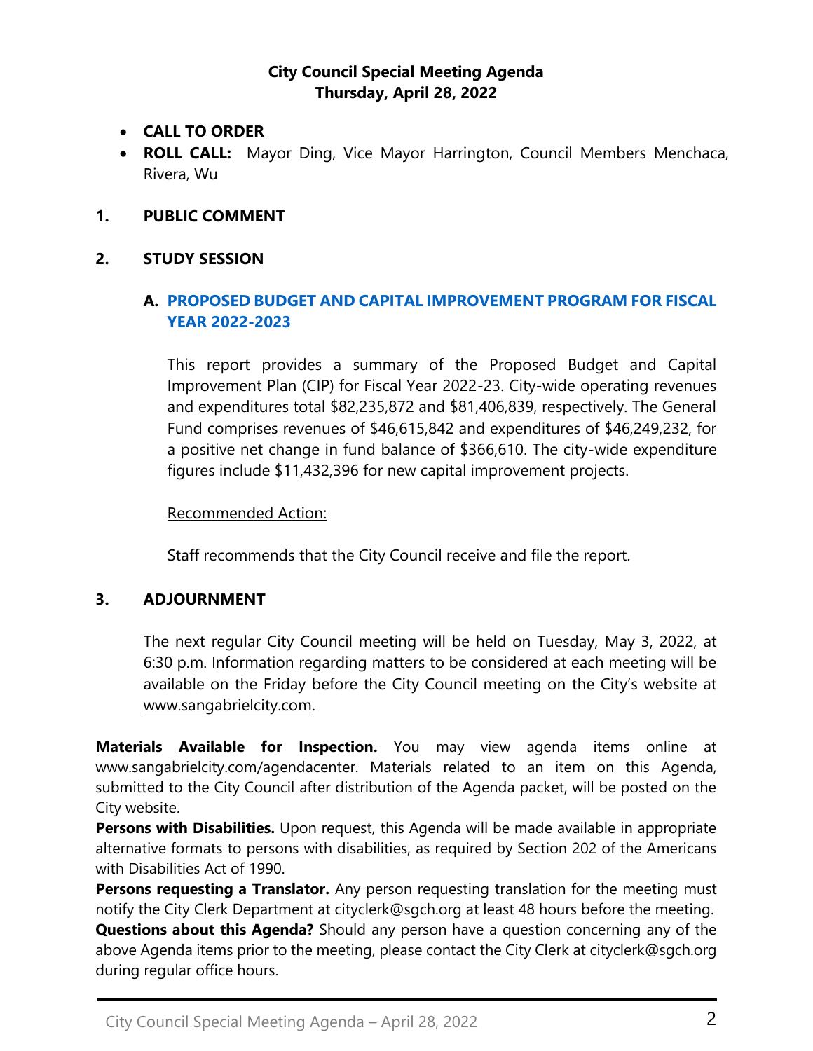**City Council Special Meeting Agenda**
**Thursday, April 28, 2022**

- **CALL TO ORDER**
- **ROLL CALL:** Mayor Ding, Vice Mayor Harrington, Council Members Menchaca, Rivera, Wu

## 1. PUBLIC COMMENT

## 2. STUDY SESSION

### A. PROPOSED BUDGET AND CAPITAL IMPROVEMENT PROGRAM FOR FISCAL YEAR 2022-2023

This report provides a summary of the Proposed Budget and Capital Improvement Plan (CIP) for Fiscal Year 2022-23. City-wide operating revenues and expenditures total $82,235,872 and $81,406,839, respectively. The General Fund comprises revenues of $46,615,842 and expenditures of $46,249,232, for a positive net change in fund balance of $366,610. The city-wide expenditure figures include $11,432,396 for new capital improvement projects.

Recommended Action:

Staff recommends that the City Council receive and file the report.

## 3. ADJOURNMENT

The next regular City Council meeting will be held on Tuesday, May 3, 2022, at 6:30 p.m. Information regarding matters to be considered at each meeting will be available on the Friday before the City Council meeting on the City's website at www.sangabrielcity.com.

**Materials Available for Inspection.** You may view agenda items online at www.sangabrielcity.com/agendacenter. Materials related to an item on this Agenda, submitted to the City Council after distribution of the Agenda packet, will be posted on the City website.

**Persons with Disabilities.** Upon request, this Agenda will be made available in appropriate alternative formats to persons with disabilities, as required by Section 202 of the Americans with Disabilities Act of 1990.

**Persons requesting a Translator.** Any person requesting translation for the meeting must notify the City Clerk Department at cityclerk@sgch.org at least 48 hours before the meeting.

**Questions about this Agenda?** Should any person have a question concerning any of the above Agenda items prior to the meeting, please contact the City Clerk at cityclerk@sgch.org during regular office hours.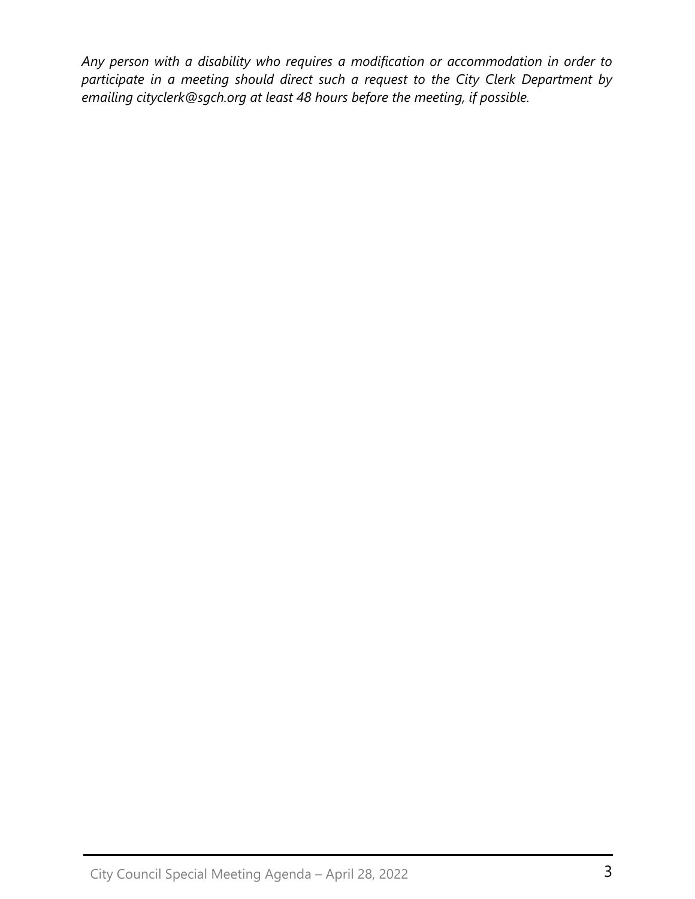*Any person with a disability who requires a modification or accommodation in order to participate in a meeting should direct such a request to the City Clerk Department by emailing cityclerk@sgch.org at least 48 hours before the meeting, if possible.*